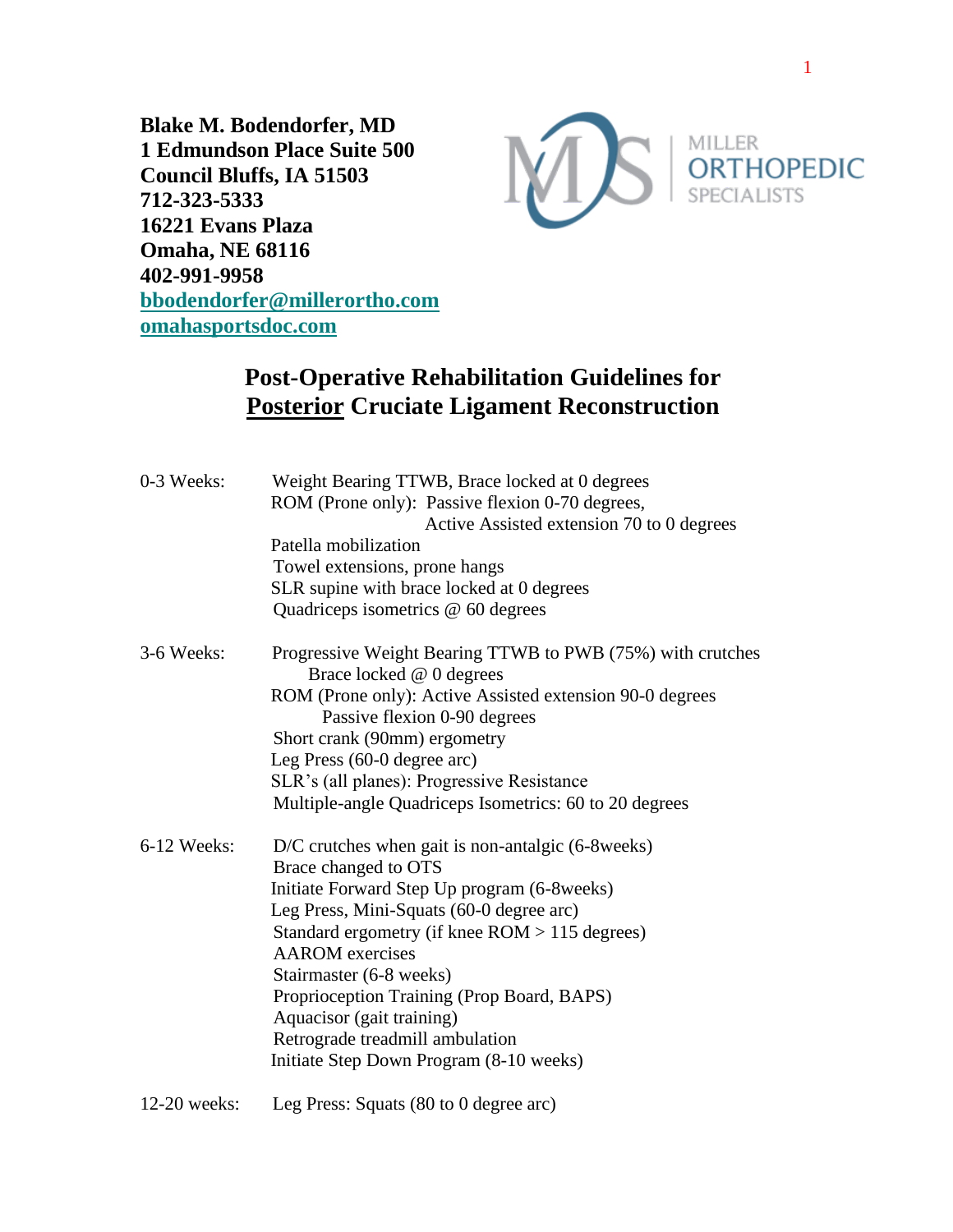**Blake M. Bodendorfer, MD**
**1 Edmundson Place Suite 500**
**Council Bluffs, IA 51503**
**712-323-5333**
**16221 Evans Plaza**
**Omaha, NE 68116**
**402-991-9958**
**bbodendorfer@millerortho.com**
**omahasportsdoc.com**

MILLER ORTHOPEDIC SPECIALISTS

# Post-Operative Rehabilitation Guidelines for Posterior Cruciate Ligament Reconstruction

**0-3 Weeks:**
- Weight Bearing TTWB, Brace locked at 0 degrees
- ROM (Prone only): Passive flexion 0-70 degrees, Active Assisted extension 70 to 0 degrees
- Patella mobilization
- Towel extensions, prone hangs
- SLR supine with brace locked at 0 degrees
- Quadriceps isometrics @ 60 degrees

**3-6 Weeks:**
- Progressive Weight Bearing TTWB to PWB (75%) with crutches
  - Brace locked @ 0 degrees
- ROM (Prone only): Active Assisted extension 90-0 degrees
  - Passive flexion 0-90 degrees
- Short crank (90mm) ergometry
- Leg Press (60-0 degree arc)
- SLR's (all planes): Progressive Resistance
- Multiple-angle Quadriceps Isometrics: 60 to 20 degrees

**6-12 Weeks:**
- D/C crutches when gait is non-antalgic (6-8weeks)
- Brace changed to OTS
- Initiate Forward Step Up program (6-8weeks)
- Leg Press, Mini-Squats (60-0 degree arc)
- Standard ergometry (if knee ROM > 115 degrees)
- AAROM exercises
- Stairmaster (6-8 weeks)
- Proprioception Training (Prop Board, BAPS)
- Aquacisor (gait training)
- Retrograde treadmill ambulation
- Initiate Step Down Program (8-10 weeks)

**12-20 weeks:**
- Leg Press: Squats (80 to 0 degree arc)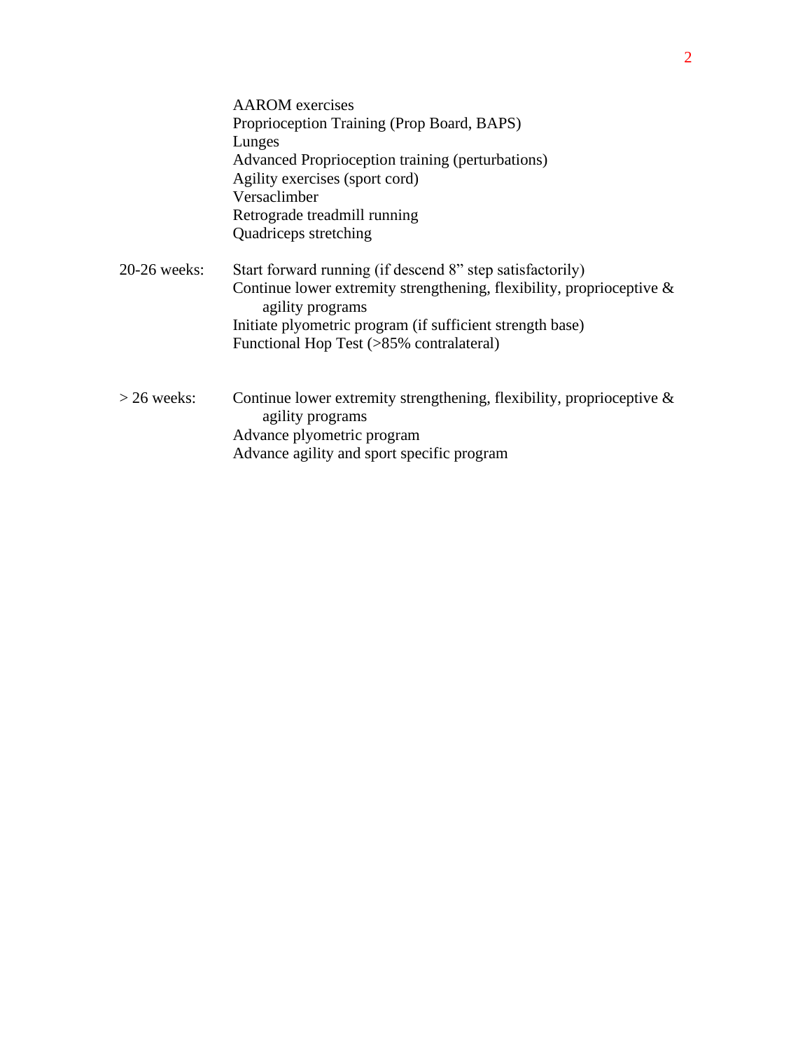AAROM exercises
Proprioception Training (Prop Board, BAPS)
Lunges
Advanced Proprioception training (perturbations)
Agility exercises (sport cord)
Versaclimber
Retrograde treadmill running
Quadriceps stretching

20-26 weeks:

Start forward running (if descend 8" step satisfactorily)
Continue lower extremity strengthening, flexibility, proprioceptive & agility programs
Initiate plyometric program (if sufficient strength base)
Functional Hop Test (>85% contralateral)

> 26 weeks:

Continue lower extremity strengthening, flexibility, proprioceptive & agility programs
Advance plyometric program
Advance agility and sport specific program